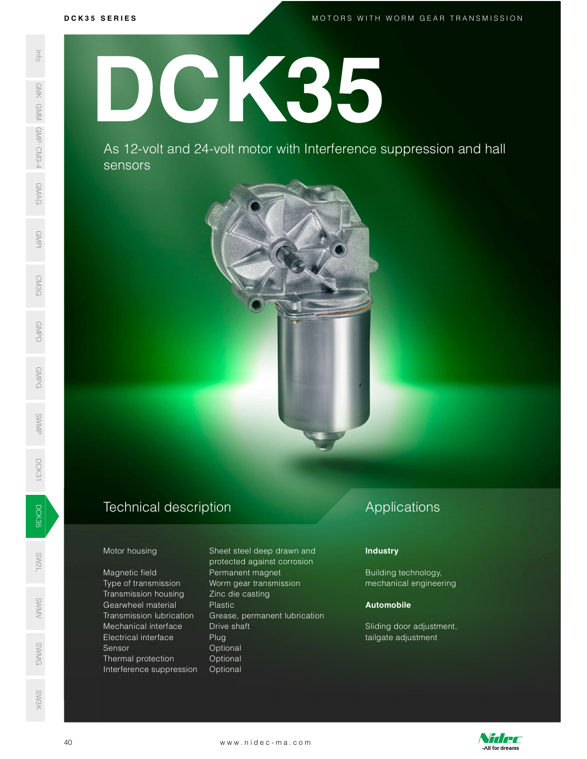# DCK35

As 12-volt and 24-volt motor with Interference suppression and hall sensors

## Technical description

| | |
|---|---|
| Motor housing | Sheet steel deep drawn and protected against corrosion |
| Magnetic field | Permanent magnet |
| Type of transmission | Worm gear transmission |
| Transmission housing | Zinc die casting |
| Gearwheel material | Plastic |
| Transmission lubrication | Grease, permanent lubrication |
| Mechanical interface | Drive shaft |
| Electrical interface | Plug |
| Sensor | Optional |
| Thermal protection | Optional |
| Interference suppression | Optional |

## Applications

**Industry**

Building technology, mechanical engineering

**Automobile**

Sliding door adjustment, tailgate adjustment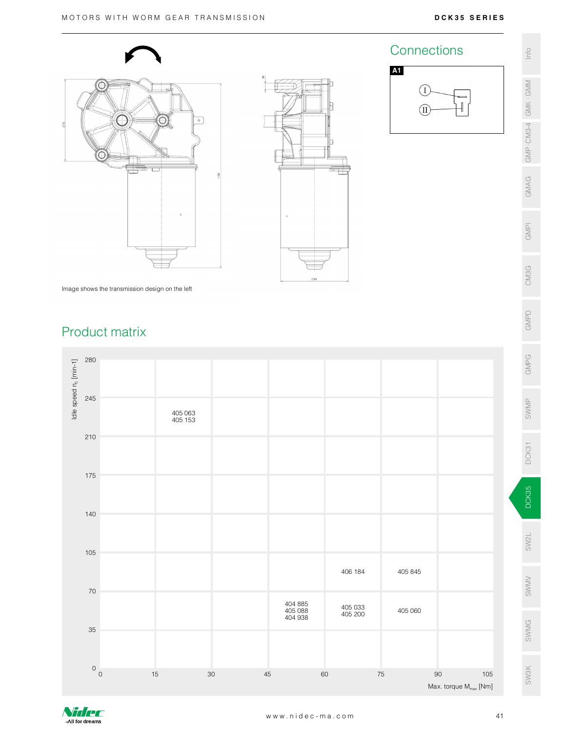Image shows the transmission design on the left

## Connections

A1

I

II

## Product matrix

| Idle speed $n_0$ [min-1] \ Max. torque $M_{max}$ [Nm] | 0–15 | 15–30 | 30–45 | 45–60 | 60–75 | 75–90 | 90–105 |
|---|---|---|---|---|---|---|---|
| 245–280 | | | | | | | |
| 210–245 | | 405 063<br>405 153 | | | | | |
| 175–210 | | | | | | | |
| 140–175 | | | | | | | |
| 105–140 | | | | | | | |
| 70–105 | | | | | 406 184 | 405 845 | |
| 35–70 | | | | 404 885<br>405 088<br>404 938 | 405 033<br>405 200 | 405 060 | |
| 0–35 | | | | | | | |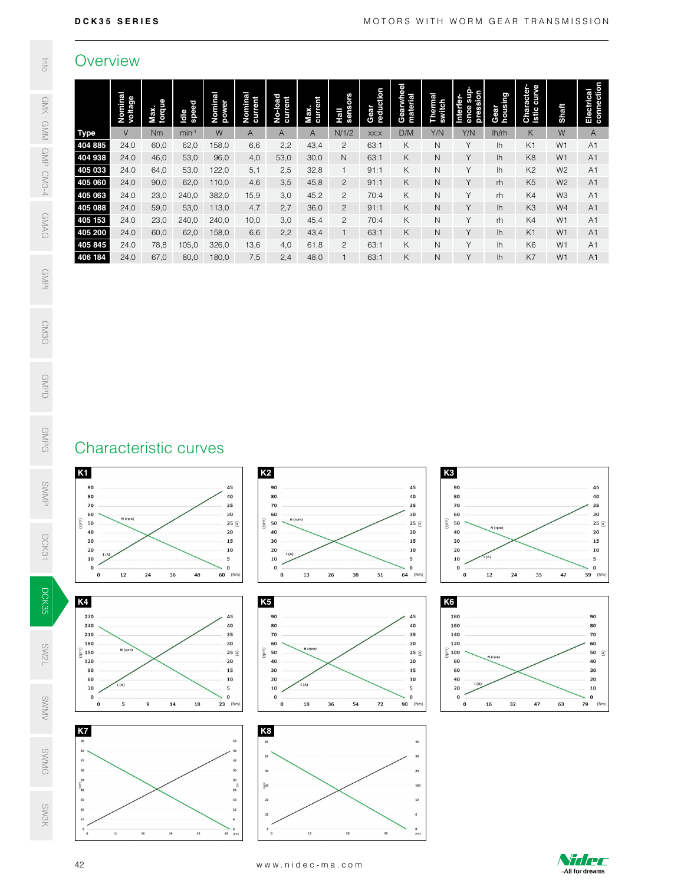## Overview

| Type | Nominal voltage | Max. torque | Idle speed | Nominal power | Nominal current | No-load current | Max. current | Hall sensors | Gear reduction | Gearwheel material | Thermal switch | Interference suppression | Gear housing | Characteristic curve | Shaft | Electrical connection |
|---|---|---|---|---|---|---|---|---|---|---|---|---|---|---|---|---|
| | V | Nm | min⁻¹ | W | A | A | A | N/1/2 | xx:x | D/M | Y/N | Y/N | lh/rh | K | W | A |
| 404 885 | 24,0 | 60,0 | 62,0 | 158,0 | 6,6 | 2,2 | 43,4 | 2 | 63:1 | K | N | Y | lh | K1 | W1 | A1 |
| 404 938 | 24,0 | 46,0 | 53,0 | 96,0 | 4,0 | 53,0 | 30,0 | N | 63:1 | K | N | Y | lh | K8 | W1 | A1 |
| 405 033 | 24,0 | 64,0 | 53,0 | 122,0 | 5,1 | 2,5 | 32,8 | 1 | 91:1 | K | N | Y | lh | K2 | W2 | A1 |
| 405 060 | 24,0 | 90,0 | 62,0 | 110,0 | 4,6 | 3,5 | 45,8 | 2 | 91:1 | K | N | Y | rh | K5 | W2 | A1 |
| 405 063 | 24,0 | 23,0 | 240,0 | 382,0 | 15,9 | 3,0 | 45,2 | 2 | 70:4 | K | N | Y | rh | K4 | W3 | A1 |
| 405 088 | 24,0 | 59,0 | 53,0 | 113,0 | 4,7 | 2,7 | 36,0 | 2 | 91:1 | K | N | Y | lh | K3 | W4 | A1 |
| 405 153 | 24,0 | 23,0 | 240,0 | 240,0 | 10,0 | 3,0 | 45,4 | 2 | 70:4 | K | N | Y | rh | K4 | W1 | A1 |
| 405 200 | 24,0 | 60,0 | 62,0 | 158,0 | 6,6 | 2,2 | 43,4 | 1 | 63:1 | K | N | Y | lh | K1 | W1 | A1 |
| 405 845 | 24,0 | 78,8 | 105,0 | 326,0 | 13,6 | 4,0 | 61,8 | 2 | 63:1 | K | N | Y | lh | K6 | W1 | A1 |
| 406 184 | 24,0 | 67,0 | 80,0 | 180,0 | 7,5 | 2,4 | 48,0 | 1 | 63:1 | K | N | Y | lh | K7 | W1 | A1 |

## Characteristic curves

K1

K2

K3

K4

K5

K6

K7

K8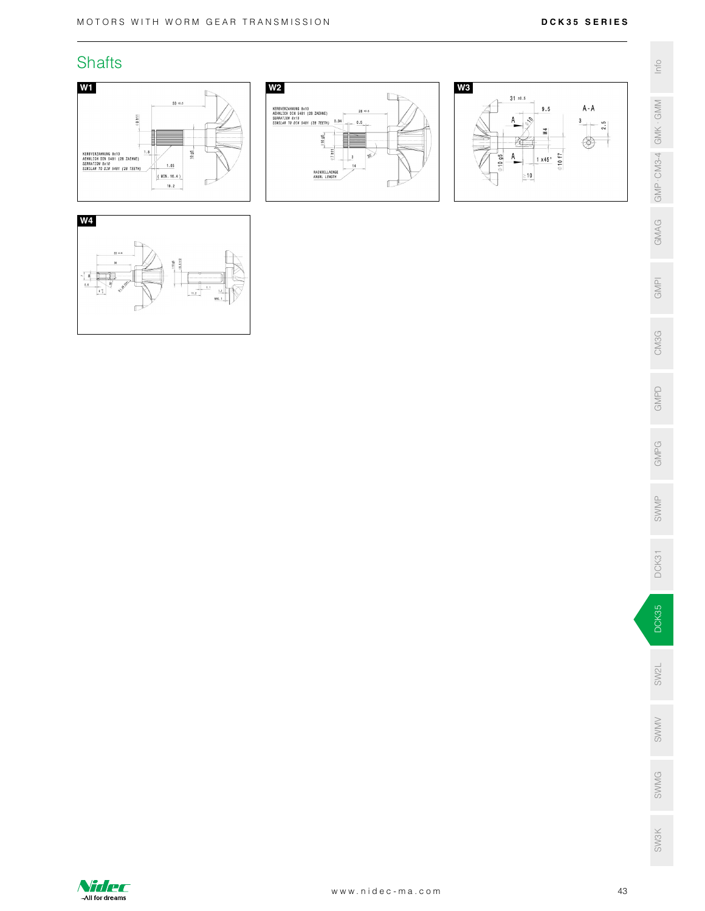## Shafts

**W1**

KERBVERZAHNUNG 8x10
AEHNLICH DIN 5481 (28 ZAEHNE)
*SERRATION 8x10*
*SIMILAR TO DIN 5481 (28 TEETH)*

33 ±0.3
ø 8 h11
1.8
10 g5
1.65
( MIN. 16.4 )
19.2

**W2**

KERBVERZAHNUNG 8x10
AEHNLICH DIN 5481 (28 ZAEHNE)
*SERRATION 8x10*
*SIMILAR TO DIN 5481 (28 TEETH)*

RAENDELLAENGE
*KNURL LENGTH*

28 ±0.5
0.94
0.5
ø10 g5
ø7 h11
3
14
30°

**W3**

31 ±0.5
9.5
A - A
A
A
M4
3
2.5
ø10 g5
1 x45°
ø10 f7
10

**W4**

33 ±0.35
30
1.1
11.2
1.1